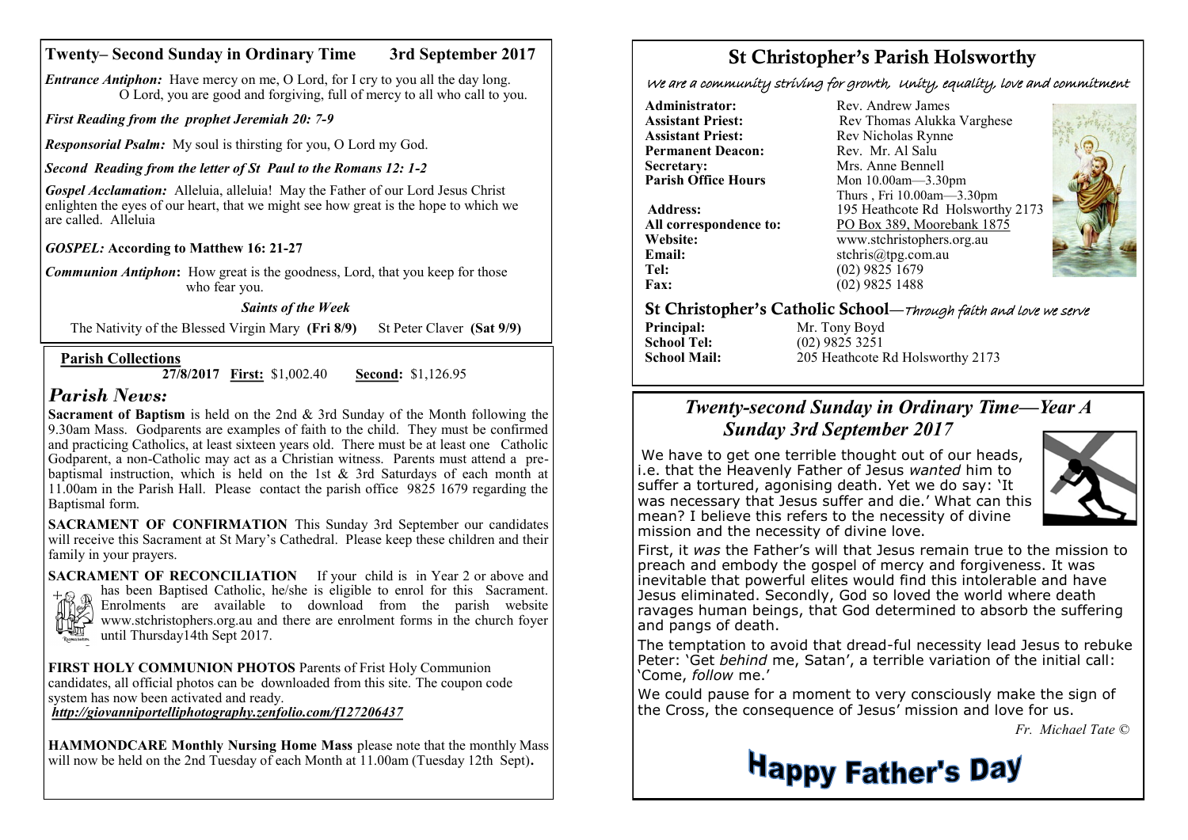## Twenty– Second Sunday in Ordinary Time 3rd September 2017

***Entrance Antiphon:*** Have mercy on me, O Lord, for I cry to you all the day long. O Lord, you are good and forgiving, full of mercy to all who call to you.

***First Reading from the prophet Jeremiah 20: 7-9***

***Responsorial Psalm:*** My soul is thirsting for you, O Lord my God.

***Second Reading from the letter of St Paul to the Romans 12: 1-2***

***Gospel Acclamation:*** Alleluia, alleluia! May the Father of our Lord Jesus Christ enlighten the eyes of our heart, that we might see how great is the hope to which we are called. Alleluia

***GOSPEL:* According to Matthew 16: 21-27**

***Communion Antiphon*:** How great is the goodness, Lord, that you keep for those who fear you.

***Saints of the Week***

The Nativity of the Blessed Virgin Mary **(Fri 8/9)** St Peter Claver **(Sat 9/9)**

**Parish Collections**

**27/8/2017 First:** $1,002.40 **Second:** $1,126.95

## *Parish News:*

**Sacrament of Baptism** is held on the 2nd & 3rd Sunday of the Month following the 9.30am Mass. Godparents are examples of faith to the child. They must be confirmed and practicing Catholics, at least sixteen years old. There must be at least one Catholic Godparent, a non-Catholic may act as a Christian witness. Parents must attend a pre-baptismal instruction, which is held on the 1st & 3rd Saturdays of each month at 11.00am in the Parish Hall. Please contact the parish office 9825 1679 regarding the Baptismal form.

**SACRAMENT OF CONFIRMATION** This Sunday 3rd September our candidates will receive this Sacrament at St Mary's Cathedral. Please keep these children and their family in your prayers.

**SACRAMENT OF RECONCILIATION** If your child is in Year 2 or above and has been Baptised Catholic, he/she is eligible to enrol for this Sacrament. Enrolments are available to download from the parish website www.stchristophers.org.au and there are enrolment forms in the church foyer until Thursday14th Sept 2017.

**FIRST HOLY COMMUNION PHOTOS** Parents of Frist Holy Communion candidates, all official photos can be downloaded from this site. The coupon code system has now been activated and ready.
***http://giovanniportelliphotography.zenfolio.com/f127206437***

**HAMMONDCARE Monthly Nursing Home Mass** please note that the monthly Mass will now be held on the 2nd Tuesday of each Month at 11.00am (Tuesday 12th Sept)**.**

# St Christopher's Parish Holsworthy

*We are a community striving for growth, Unity, equality, love and commitment*

**Administrator:** Rev. Andrew James
**Assistant Priest:** Rev Thomas Alukka Varghese
**Assistant Priest:** Rev Nicholas Rynne
**Permanent Deacon:** Rev. Mr. Al Salu
**Secretary:** Mrs. Anne Bennell
**Parish Office Hours** Mon 10.00am—3.30pm
Thurs , Fri 10.00am—3.30pm
**Address:** 195 Heathcote Rd Holsworthy 2173
**All correspondence to:** PO Box 389, Moorebank 1875
**Website:** www.stchristophers.org.au
**Email:** stchris@tpg.com.au
**Tel:** (02) 9825 1679
**Fax:** (02) 9825 1488

## St Christopher's Catholic School—*Through faith and love we serve*

**Principal:** Mr. Tony Boyd
**School Tel:** (02) 9825 3251
**School Mail:** 205 Heathcote Rd Holsworthy 2173

## *Twenty-second Sunday in Ordinary Time—Year A Sunday 3rd September 2017*

We have to get one terrible thought out of our heads, i.e. that the Heavenly Father of Jesus *wanted* him to suffer a tortured, agonising death. Yet we do say: 'It was necessary that Jesus suffer and die.' What can this mean? I believe this refers to the necessity of divine mission and the necessity of divine love.

First, it *was* the Father's will that Jesus remain true to the mission to preach and embody the gospel of mercy and forgiveness. It was inevitable that powerful elites would find this intolerable and have Jesus eliminated. Secondly, God so loved the world where death ravages human beings, that God determined to absorb the suffering and pangs of death.

The temptation to avoid that dread-ful necessity lead Jesus to rebuke Peter: 'Get *behind* me, Satan', a terrible variation of the initial call: 'Come, *follow* me.'

We could pause for a moment to very consciously make the sign of the Cross, the consequence of Jesus' mission and love for us.

*Fr. Michael Tate ©*

# Happy Father's Day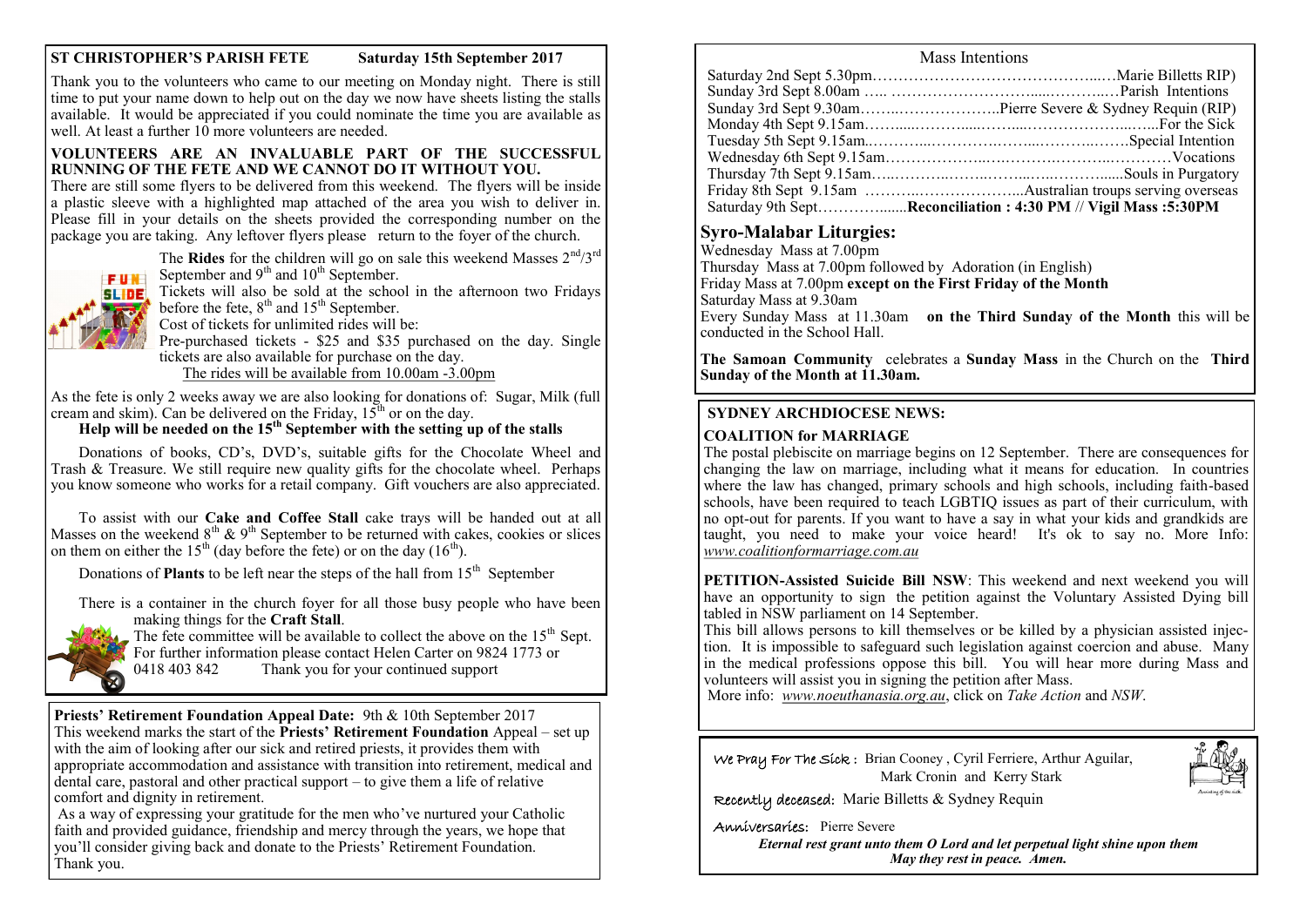## ST CHRISTOPHER'S PARISH FETE — Saturday 15th September 2017

Thank you to the volunteers who came to our meeting on Monday night. There is still time to put your name down to help out on the day we now have sheets listing the stalls available. It would be appreciated if you could nominate the time you are available as well. At least a further 10 more volunteers are needed.

**VOLUNTEERS ARE AN INVALUABLE PART OF THE SUCCESSFUL RUNNING OF THE FETE AND WE CANNOT DO IT WITHOUT YOU.**

There are still some flyers to be delivered from this weekend. The flyers will be inside a plastic sleeve with a highlighted map attached of the area you wish to deliver in. Please fill in your details on the sheets provided the corresponding number on the package you are taking. Any leftover flyers please return to the foyer of the church.

The **Rides** for the children will go on sale this weekend Masses 2nd/3rd September and 9th and 10th September.

Tickets will also be sold at the school in the afternoon two Fridays before the fete, 8th and 15th September.

Cost of tickets for unlimited rides will be:

Pre-purchased tickets - $25 and $35 purchased on the day. Single tickets are also available for purchase on the day.

The rides will be available from 10.00am -3.00pm

As the fete is only 2 weeks away we are also looking for donations of: Sugar, Milk (full cream and skim). Can be delivered on the Friday, 15th or on the day.

**Help will be needed on the 15th September with the setting up of the stalls**

Donations of books, CD's, DVD's, suitable gifts for the Chocolate Wheel and Trash & Treasure. We still require new quality gifts for the chocolate wheel. Perhaps you know someone who works for a retail company. Gift vouchers are also appreciated.

To assist with our **Cake and Coffee Stall** cake trays will be handed out at all Masses on the weekend 8th & 9th September to be returned with cakes, cookies or slices on them on either the 15th (day before the fete) or on the day (16th).

Donations of **Plants** to be left near the steps of the hall from 15th September

There is a container in the church foyer for all those busy people who have been making things for the **Craft Stall**.

The fete committee will be available to collect the above on the 15th Sept.
For further information please contact Helen Carter on 9824 1773 or 0418 403 842 Thank you for your continued support

**Priests' Retirement Foundation Appeal Date:** 9th & 10th September 2017

This weekend marks the start of the **Priests' Retirement Foundation** Appeal – set up with the aim of looking after our sick and retired priests, it provides them with appropriate accommodation and assistance with transition into retirement, medical and dental care, pastoral and other practical support – to give them a life of relative comfort and dignity in retirement.

As a way of expressing your gratitude for the men who've nurtured your Catholic faith and provided guidance, friendship and mercy through the years, we hope that you'll consider giving back and donate to the Priests' Retirement Foundation.
Thank you.

## Mass Intentions

- Saturday 2nd Sept 5.30pm……………………………………Marie Billetts RIP)
- Sunday 3rd Sept 8.00am ….………………………………Parish Intentions
- Sunday 3rd Sept 9.30am……………………..Pierre Severe & Sydney Requin (RIP)
- Monday 4th Sept 9.15am…………………………………………For the Sick
- Tuesday 5th Sept 9.15am.…………………………………….Special Intention
- Wednesday 6th Sept 9.15am……………………………………………Vocations
- Thursday 7th Sept 9.15am…………………………………….Souls in Purgatory
- Friday 8th Sept 9.15am ………………………...Australian troups serving overseas
- Saturday 9th Sept……………**Reconciliation : 4:30 PM // Vigil Mass :5:30PM**

## Syro-Malabar Liturgies:

Wednesday Mass at 7.00pm
Thursday Mass at 7.00pm followed by Adoration (in English)
Friday Mass at 7.00pm **except on the First Friday of the Month**
Saturday Mass at 9.30am
Every Sunday Mass at 11.30am **on the Third Sunday of the Month** this will be conducted in the School Hall.

**The Samoan Community** celebrates a **Sunday Mass** in the Church on the **Third Sunday of the Month at 11.30am.**

## SYDNEY ARCHDIOCESE NEWS:

### COALITION for MARRIAGE

The postal plebiscite on marriage begins on 12 September. There are consequences for changing the law on marriage, including what it means for education. In countries where the law has changed, primary schools and high schools, including faith-based schools, have been required to teach LGBTIQ issues as part of their curriculum, with no opt-out for parents. If you want to have a say in what your kids and grandkids are taught, you need to make your voice heard! It's ok to say no. More Info: *www.coalitionformarriage.com.au*

**PETITION-Assisted Suicide Bill NSW**: This weekend and next weekend you will have an opportunity to sign the petition against the Voluntary Assisted Dying bill tabled in NSW parliament on 14 September.

This bill allows persons to kill themselves or be killed by a physician assisted injection. It is impossible to safeguard such legislation against coercion and abuse. Many in the medical professions oppose this bill. You will hear more during Mass and volunteers will assist you in signing the petition after Mass.

More info: *www.noeuthanasia.org.au*, click on *Take Action* and *NSW.*

We Pray For The Sick : Brian Cooney , Cyril Ferriere, Arthur Aguilar, Mark Cronin and Kerry Stark

Recently deceased: Marie Billetts & Sydney Requin

Anniversaries: Pierre Severe

***Eternal rest grant unto them O Lord and let perpetual light shine upon them May they rest in peace. Amen.***